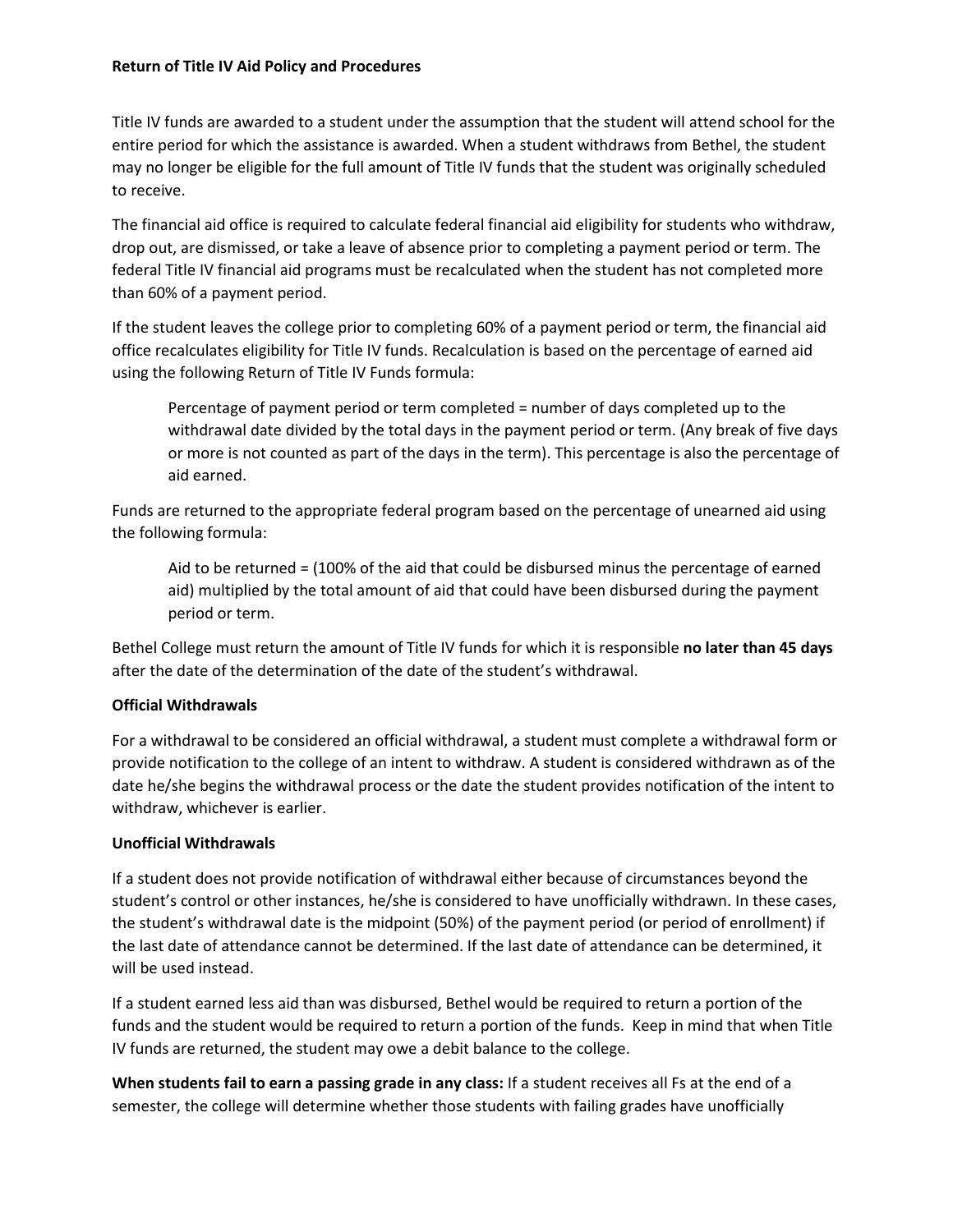**Return of Title IV Aid Policy and Procedures**

Title IV funds are awarded to a student under the assumption that the student will attend school for the entire period for which the assistance is awarded. When a student withdraws from Bethel, the student may no longer be eligible for the full amount of Title IV funds that the student was originally scheduled to receive.

The financial aid office is required to calculate federal financial aid eligibility for students who withdraw, drop out, are dismissed, or take a leave of absence prior to completing a payment period or term. The federal Title IV financial aid programs must be recalculated when the student has not completed more than 60% of a payment period.

If the student leaves the college prior to completing 60% of a payment period or term, the financial aid office recalculates eligibility for Title IV funds. Recalculation is based on the percentage of earned aid using the following Return of Title IV Funds formula:

> Percentage of payment period or term completed = number of days completed up to the withdrawal date divided by the total days in the payment period or term. (Any break of five days or more is not counted as part of the days in the term). This percentage is also the percentage of aid earned.

Funds are returned to the appropriate federal program based on the percentage of unearned aid using the following formula:

> Aid to be returned = (100% of the aid that could be disbursed minus the percentage of earned aid) multiplied by the total amount of aid that could have been disbursed during the payment period or term.

Bethel College must return the amount of Title IV funds for which it is responsible **no later than 45 days** after the date of the determination of the date of the student's withdrawal.

**Official Withdrawals**

For a withdrawal to be considered an official withdrawal, a student must complete a withdrawal form or provide notification to the college of an intent to withdraw. A student is considered withdrawn as of the date he/she begins the withdrawal process or the date the student provides notification of the intent to withdraw, whichever is earlier.

**Unofficial Withdrawals**

If a student does not provide notification of withdrawal either because of circumstances beyond the student's control or other instances, he/she is considered to have unofficially withdrawn. In these cases, the student's withdrawal date is the midpoint (50%) of the payment period (or period of enrollment) if the last date of attendance cannot be determined. If the last date of attendance can be determined, it will be used instead.

If a student earned less aid than was disbursed, Bethel would be required to return a portion of the funds and the student would be required to return a portion of the funds. Keep in mind that when Title IV funds are returned, the student may owe a debit balance to the college.

**When students fail to earn a passing grade in any class:** If a student receives all Fs at the end of a semester, the college will determine whether those students with failing grades have unofficially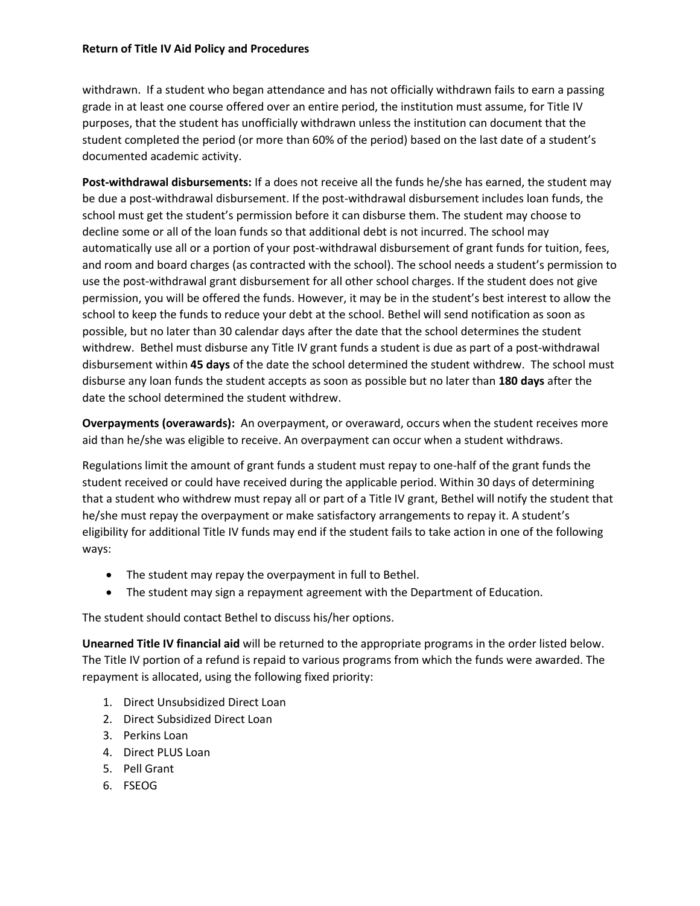withdrawn. If a student who began attendance and has not officially withdrawn fails to earn a passing grade in at least one course offered over an entire period, the institution must assume, for Title IV purposes, that the student has unofficially withdrawn unless the institution can document that the student completed the period (or more than 60% of the period) based on the last date of a student's documented academic activity.

**Post-withdrawal disbursements:** If a does not receive all the funds he/she has earned, the student may be due a post-withdrawal disbursement. If the post-withdrawal disbursement includes loan funds, the school must get the student's permission before it can disburse them. The student may choose to decline some or all of the loan funds so that additional debt is not incurred. The school may automatically use all or a portion of your post-withdrawal disbursement of grant funds for tuition, fees, and room and board charges (as contracted with the school). The school needs a student's permission to use the post-withdrawal grant disbursement for all other school charges. If the student does not give permission, you will be offered the funds. However, it may be in the student's best interest to allow the school to keep the funds to reduce your debt at the school. Bethel will send notification as soon as possible, but no later than 30 calendar days after the date that the school determines the student withdrew. Bethel must disburse any Title IV grant funds a student is due as part of a post-withdrawal disbursement within **45 days** of the date the school determined the student withdrew. The school must disburse any loan funds the student accepts as soon as possible but no later than **180 days** after the date the school determined the student withdrew.

**Overpayments (overawards):** An overpayment, or overaward, occurs when the student receives more aid than he/she was eligible to receive. An overpayment can occur when a student withdraws.

Regulations limit the amount of grant funds a student must repay to one-half of the grant funds the student received or could have received during the applicable period. Within 30 days of determining that a student who withdrew must repay all or part of a Title IV grant, Bethel will notify the student that he/she must repay the overpayment or make satisfactory arrangements to repay it. A student's eligibility for additional Title IV funds may end if the student fails to take action in one of the following ways:

- The student may repay the overpayment in full to Bethel.
- The student may sign a repayment agreement with the Department of Education.

The student should contact Bethel to discuss his/her options.

**Unearned Title IV financial aid** will be returned to the appropriate programs in the order listed below. The Title IV portion of a refund is repaid to various programs from which the funds were awarded. The repayment is allocated, using the following fixed priority:

1. Direct Unsubsidized Direct Loan
2. Direct Subsidized Direct Loan
3. Perkins Loan
4. Direct PLUS Loan
5. Pell Grant
6. FSEOG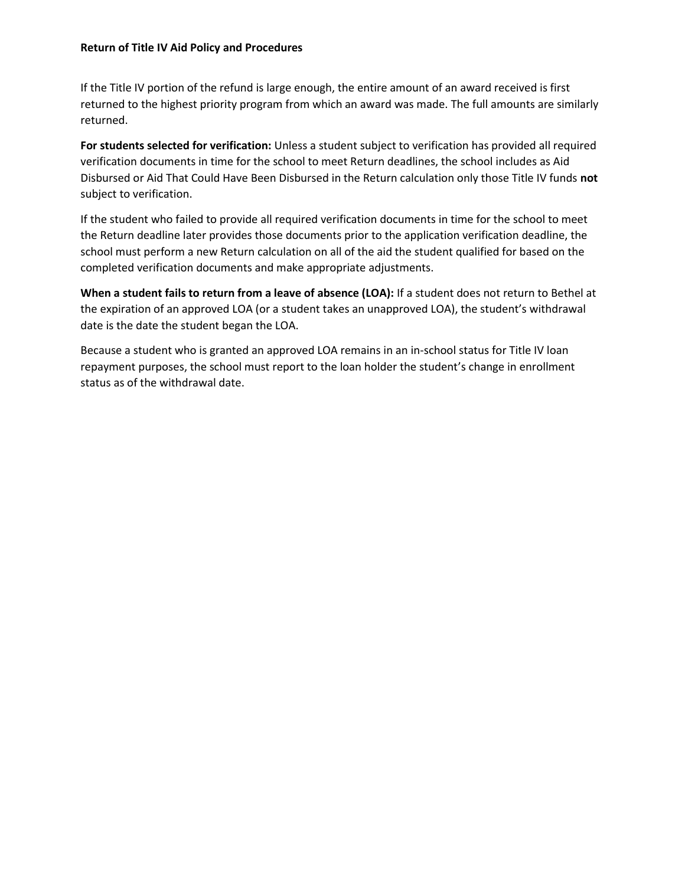If the Title IV portion of the refund is large enough, the entire amount of an award received is first returned to the highest priority program from which an award was made. The full amounts are similarly returned.

**For students selected for verification:** Unless a student subject to verification has provided all required verification documents in time for the school to meet Return deadlines, the school includes as Aid Disbursed or Aid That Could Have Been Disbursed in the Return calculation only those Title IV funds **not** subject to verification.

If the student who failed to provide all required verification documents in time for the school to meet the Return deadline later provides those documents prior to the application verification deadline, the school must perform a new Return calculation on all of the aid the student qualified for based on the completed verification documents and make appropriate adjustments.

**When a student fails to return from a leave of absence (LOA):** If a student does not return to Bethel at the expiration of an approved LOA (or a student takes an unapproved LOA), the student's withdrawal date is the date the student began the LOA.

Because a student who is granted an approved LOA remains in an in-school status for Title IV loan repayment purposes, the school must report to the loan holder the student's change in enrollment status as of the withdrawal date.